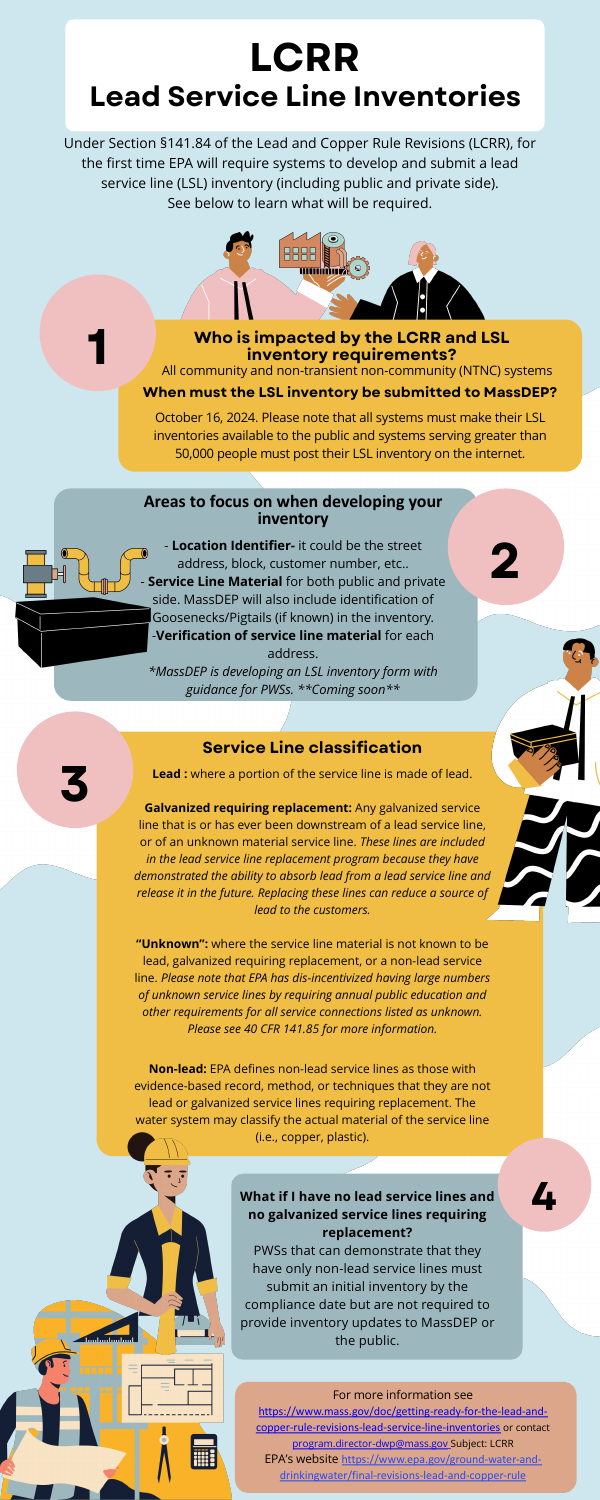# LCRR
## Lead Service Line Inventories

Under Section §141.84 of the Lead and Copper Rule Revisions (LCRR), for the first time EPA will require systems to develop and submit a lead service line (LSL) inventory (including public and private side). See below to learn what will be required.

1

### Who is impacted by the LCRR and LSL inventory requirements?

All community and non-transient non-community (NTNC) systems

### When must the LSL inventory be submitted to MassDEP?

October 16, 2024. Please note that all systems must make their LSL inventories available to the public and systems serving greater than 50,000 people must post their LSL inventory on the internet.

2

### Areas to focus on when developing your inventory

- **Location Identifier-** it could be the street address, block, customer number, etc..
- **Service Line Material** for both public and private side. MassDEP will also include identification of Goosenecks/Pigtails (if known) in the inventory.
- **Verification of service line material** for each address.

*\*MassDEP is developing an LSL inventory form with guidance for PWSs. \*\*Coming soon\*\**

3

### Service Line classification

**Lead :** where a portion of the service line is made of lead.

**Galvanized requiring replacement:** Any galvanized service line that is or has ever been downstream of a lead service line, or of an unknown material service line. *These lines are included in the lead service line replacement program because they have demonstrated the ability to absorb lead from a lead service line and release it in the future. Replacing these lines can reduce a source of lead to the customers.*

**"Unknown":** where the service line material is not known to be lead, galvanized requiring replacement, or a non-lead service line. *Please note that EPA has dis-incentivized having large numbers of unknown service lines by requiring annual public education and other requirements for all service connections listed as unknown. Please see 40 CFR 141.85 for more information.*

**Non-lead:** EPA defines non-lead service lines as those with evidence-based record, method, or techniques that they are not lead or galvanized service lines requiring replacement. The water system may classify the actual material of the service line (i.e., copper, plastic).

4

### What if I have no lead service lines and no galvanized service lines requiring replacement?

PWSs that can demonstrate that they have only non-lead service lines must submit an initial inventory by the compliance date but are not required to provide inventory updates to MassDEP or the public.

For more information see https://www.mass.gov/doc/getting-ready-for-the-lead-and-copper-rule-revisions-lead-service-line-inventories or contact program.director-dwp@mass.gov Subject: LCRR
EPA's website https://www.epa.gov/ground-water-and-drinkingwater/final-revisions-lead-and-copper-rule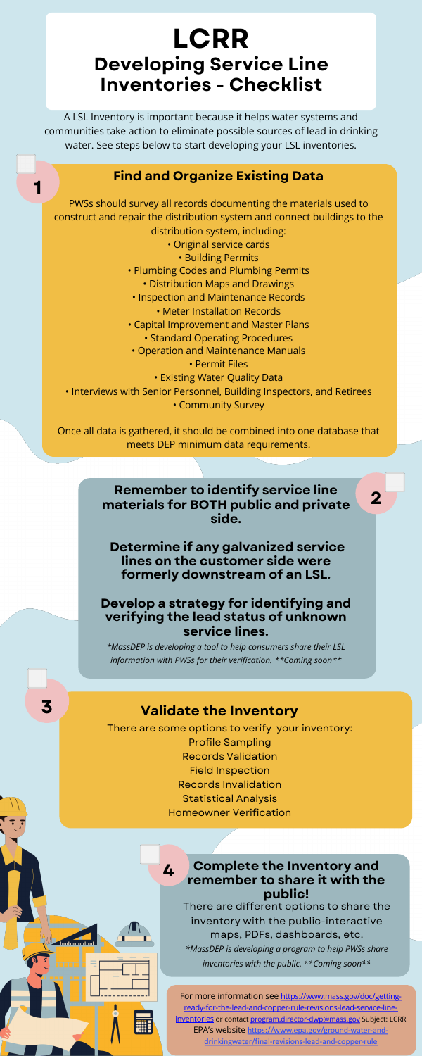# LCRR
## Developing Service Line Inventories - Checklist

A LSL Inventory is important because it helps water systems and communities take action to eliminate possible sources of lead in drinking water. See steps below to start developing your LSL inventories.

### 1 Find and Organize Existing Data

PWSs should survey all records documenting the materials used to construct and repair the distribution system and connect buildings to the distribution system, including:

- Original service cards
- Building Permits
- Plumbing Codes and Plumbing Permits
- Distribution Maps and Drawings
- Inspection and Maintenance Records
- Meter Installation Records
- Capital Improvement and Master Plans
- Standard Operating Procedures
- Operation and Maintenance Manuals
- Permit Files
- Existing Water Quality Data
- Interviews with Senior Personnel, Building Inspectors, and Retirees
- Community Survey

Once all data is gathered, it should be combined into one database that meets DEP minimum data requirements.

### 2

**Remember to identify service line materials for BOTH public and private side.**

**Determine if any galvanized service lines on the customer side were formerly downstream of an LSL.**

**Develop a strategy for identifying and verifying the lead status of unknown service lines.**

*\*MassDEP is developing a tool to help consumers share their LSL information with PWSs for their verification. \*\*Coming soon\*\**

### 3 Validate the Inventory

There are some options to verify your inventory:

- Profile Sampling
- Records Validation
- Field Inspection
- Records Invalidation
- Statistical Analysis
- Homeowner Verification

### 4 Complete the Inventory and remember to share it with the public!

There are different options to share the inventory with the public-interactive maps, PDFs, dashboards, etc.

*\*MassDEP is developing a program to help PWSs share inventories with the public. \*\*Coming soon\*\**

For more information see https://www.mass.gov/doc/getting-ready-for-the-lead-and-copper-rule-revisions-lead-service-line-inventories or contact program.director-dwp@mass.gov Subject: LCRR
EPA's website https://www.epa.gov/ground-water-and-drinkingwater/final-revisions-lead-and-copper-rule